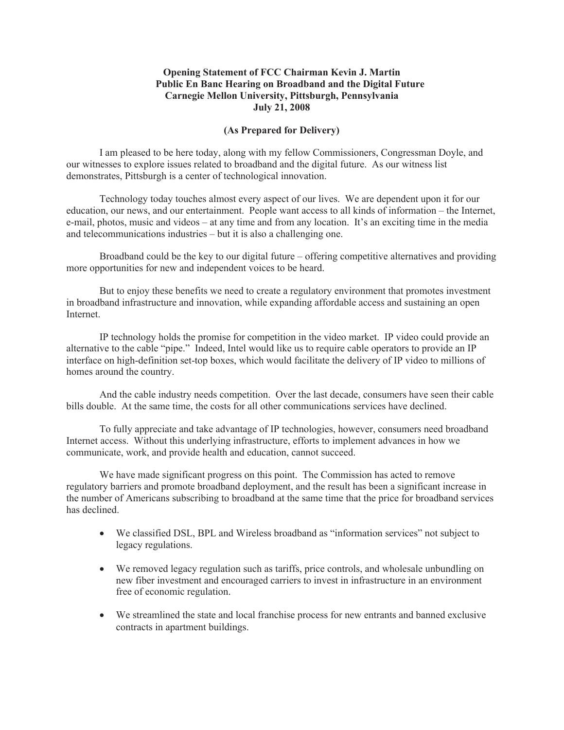**Opening Statement of FCC Chairman Kevin J. Martin**
**Public En Banc Hearing on Broadband and the Digital Future**
**Carnegie Mellon University, Pittsburgh, Pennsylvania**
**July 21, 2008**

**(As Prepared for Delivery)**

I am pleased to be here today, along with my fellow Commissioners, Congressman Doyle, and our witnesses to explore issues related to broadband and the digital future. As our witness list demonstrates, Pittsburgh is a center of technological innovation.

Technology today touches almost every aspect of our lives. We are dependent upon it for our education, our news, and our entertainment. People want access to all kinds of information – the Internet, e-mail, photos, music and videos – at any time and from any location. It's an exciting time in the media and telecommunications industries – but it is also a challenging one.

Broadband could be the key to our digital future – offering competitive alternatives and providing more opportunities for new and independent voices to be heard.

But to enjoy these benefits we need to create a regulatory environment that promotes investment in broadband infrastructure and innovation, while expanding affordable access and sustaining an open Internet.

IP technology holds the promise for competition in the video market. IP video could provide an alternative to the cable "pipe." Indeed, Intel would like us to require cable operators to provide an IP interface on high-definition set-top boxes, which would facilitate the delivery of IP video to millions of homes around the country.

And the cable industry needs competition. Over the last decade, consumers have seen their cable bills double. At the same time, the costs for all other communications services have declined.

To fully appreciate and take advantage of IP technologies, however, consumers need broadband Internet access. Without this underlying infrastructure, efforts to implement advances in how we communicate, work, and provide health and education, cannot succeed.

We have made significant progress on this point. The Commission has acted to remove regulatory barriers and promote broadband deployment, and the result has been a significant increase in the number of Americans subscribing to broadband at the same time that the price for broadband services has declined.

- We classified DSL, BPL and Wireless broadband as "information services" not subject to legacy regulations.
- We removed legacy regulation such as tariffs, price controls, and wholesale unbundling on new fiber investment and encouraged carriers to invest in infrastructure in an environment free of economic regulation.
- We streamlined the state and local franchise process for new entrants and banned exclusive contracts in apartment buildings.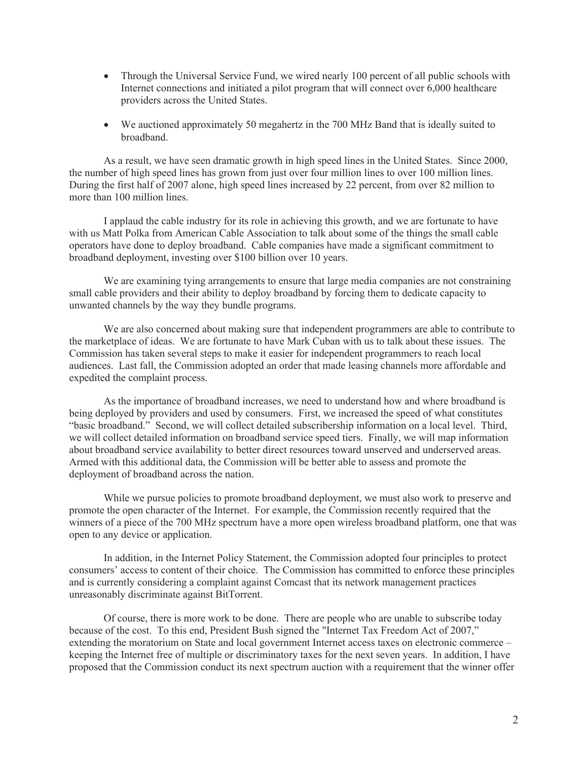- Through the Universal Service Fund, we wired nearly 100 percent of all public schools with Internet connections and initiated a pilot program that will connect over 6,000 healthcare providers across the United States.

- We auctioned approximately 50 megahertz in the 700 MHz Band that is ideally suited to broadband.

As a result, we have seen dramatic growth in high speed lines in the United States. Since 2000, the number of high speed lines has grown from just over four million lines to over 100 million lines. During the first half of 2007 alone, high speed lines increased by 22 percent, from over 82 million to more than 100 million lines.

I applaud the cable industry for its role in achieving this growth, and we are fortunate to have with us Matt Polka from American Cable Association to talk about some of the things the small cable operators have done to deploy broadband. Cable companies have made a significant commitment to broadband deployment, investing over $100 billion over 10 years.

We are examining tying arrangements to ensure that large media companies are not constraining small cable providers and their ability to deploy broadband by forcing them to dedicate capacity to unwanted channels by the way they bundle programs.

We are also concerned about making sure that independent programmers are able to contribute to the marketplace of ideas. We are fortunate to have Mark Cuban with us to talk about these issues. The Commission has taken several steps to make it easier for independent programmers to reach local audiences. Last fall, the Commission adopted an order that made leasing channels more affordable and expedited the complaint process.

As the importance of broadband increases, we need to understand how and where broadband is being deployed by providers and used by consumers. First, we increased the speed of what constitutes "basic broadband." Second, we will collect detailed subscribership information on a local level. Third, we will collect detailed information on broadband service speed tiers. Finally, we will map information about broadband service availability to better direct resources toward unserved and underserved areas. Armed with this additional data, the Commission will be better able to assess and promote the deployment of broadband across the nation.

While we pursue policies to promote broadband deployment, we must also work to preserve and promote the open character of the Internet. For example, the Commission recently required that the winners of a piece of the 700 MHz spectrum have a more open wireless broadband platform, one that was open to any device or application.

In addition, in the Internet Policy Statement, the Commission adopted four principles to protect consumers' access to content of their choice. The Commission has committed to enforce these principles and is currently considering a complaint against Comcast that its network management practices unreasonably discriminate against BitTorrent.

Of course, there is more work to be done. There are people who are unable to subscribe today because of the cost. To this end, President Bush signed the "Internet Tax Freedom Act of 2007," extending the moratorium on State and local government Internet access taxes on electronic commerce – keeping the Internet free of multiple or discriminatory taxes for the next seven years. In addition, I have proposed that the Commission conduct its next spectrum auction with a requirement that the winner offer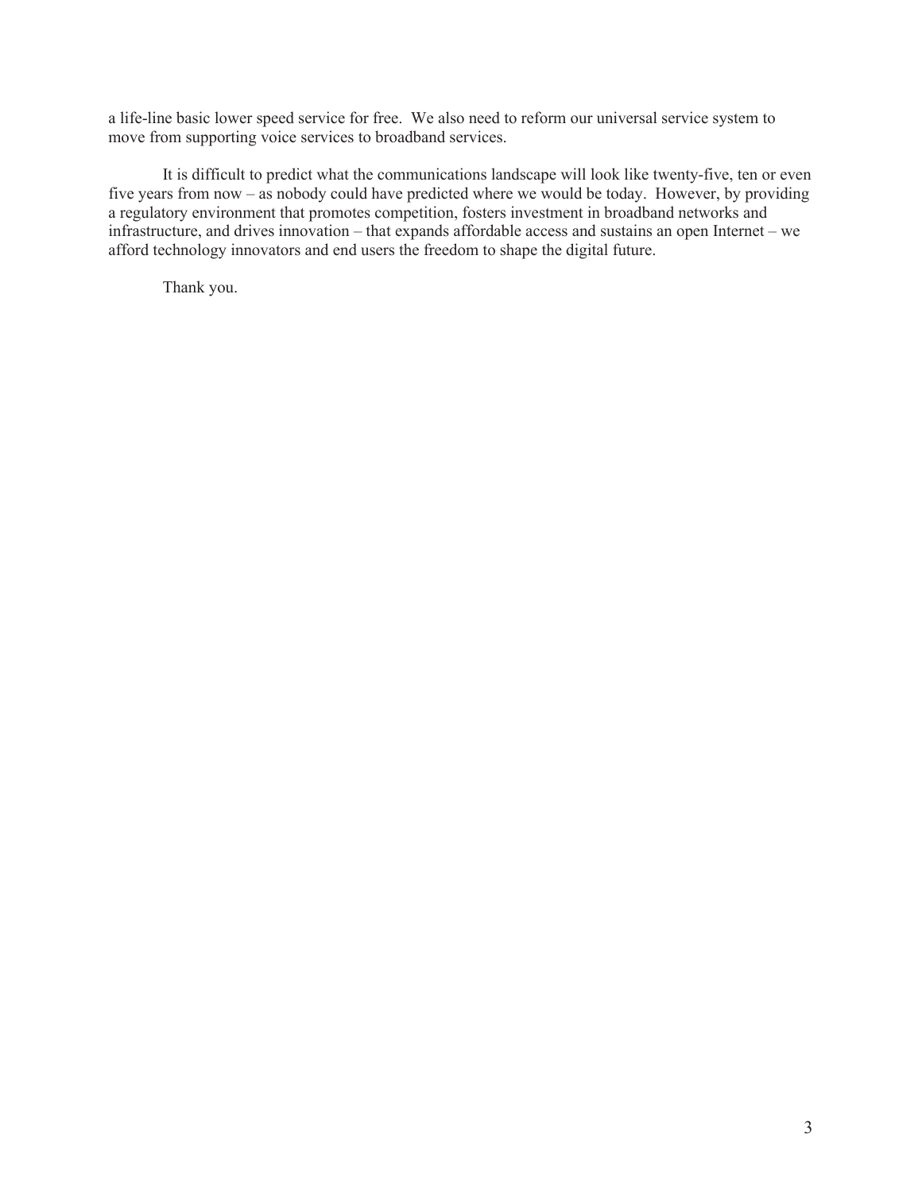a life-line basic lower speed service for free. We also need to reform our universal service system to move from supporting voice services to broadband services.

It is difficult to predict what the communications landscape will look like twenty-five, ten or even five years from now – as nobody could have predicted where we would be today. However, by providing a regulatory environment that promotes competition, fosters investment in broadband networks and infrastructure, and drives innovation – that expands affordable access and sustains an open Internet – we afford technology innovators and end users the freedom to shape the digital future.

Thank you.